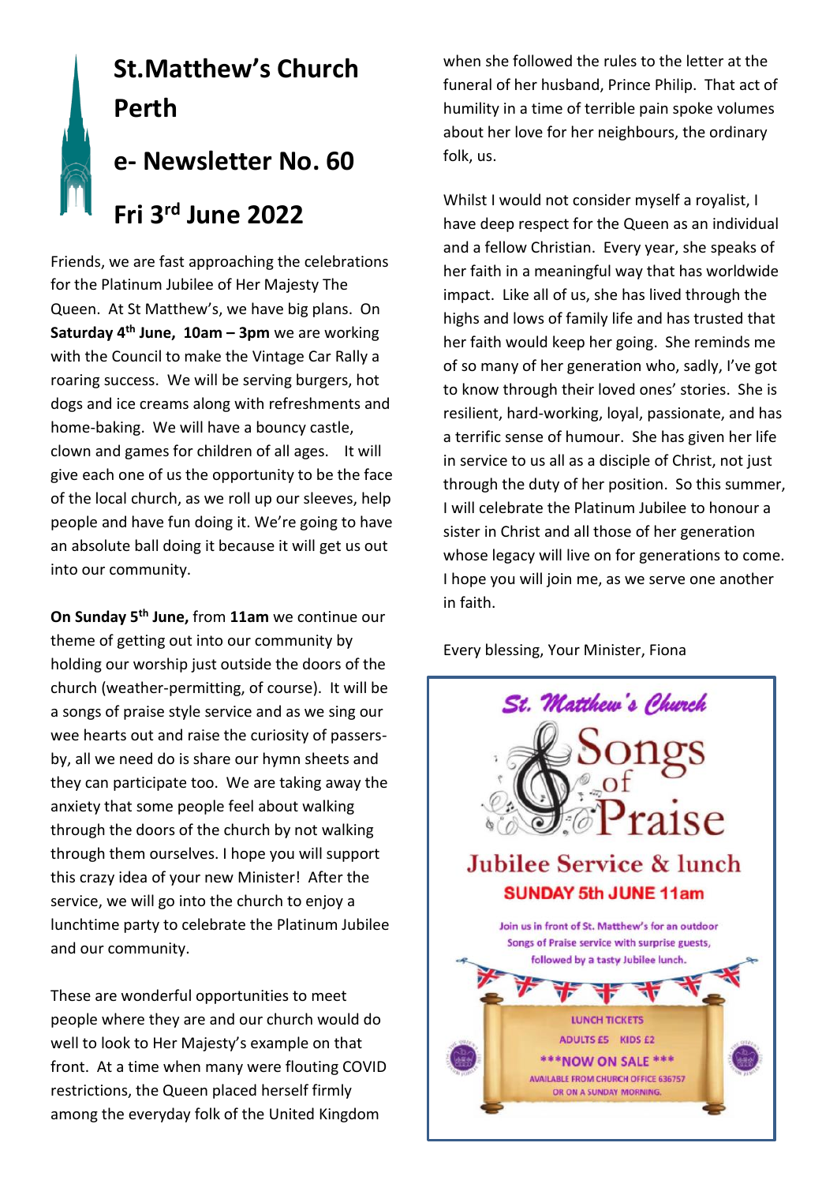# St.Matthew's Church Perth

# e- Newsletter No. 60

# Fri 3rd June 2022

Friends, we are fast approaching the celebrations for the Platinum Jubilee of Her Majesty The Queen. At St Matthew's, we have big plans. On **Saturday 4th June, 10am – 3pm** we are working with the Council to make the Vintage Car Rally a roaring success. We will be serving burgers, hot dogs and ice creams along with refreshments and home-baking. We will have a bouncy castle, clown and games for children of all ages. It will give each one of us the opportunity to be the face of the local church, as we roll up our sleeves, help people and have fun doing it. We're going to have an absolute ball doing it because it will get us out into our community.

**On Sunday 5th June,** from **11am** we continue our theme of getting out into our community by holding our worship just outside the doors of the church (weather-permitting, of course). It will be a songs of praise style service and as we sing our wee hearts out and raise the curiosity of passers-by, all we need do is share our hymn sheets and they can participate too. We are taking away the anxiety that some people feel about walking through the doors of the church by not walking through them ourselves. I hope you will support this crazy idea of your new Minister! After the service, we will go into the church to enjoy a lunchtime party to celebrate the Platinum Jubilee and our community.

These are wonderful opportunities to meet people where they are and our church would do well to look to Her Majesty's example on that front. At a time when many were flouting COVID restrictions, the Queen placed herself firmly among the everyday folk of the United Kingdom when she followed the rules to the letter at the funeral of her husband, Prince Philip. That act of humility in a time of terrible pain spoke volumes about her love for her neighbours, the ordinary folk, us.

Whilst I would not consider myself a royalist, I have deep respect for the Queen as an individual and a fellow Christian. Every year, she speaks of her faith in a meaningful way that has worldwide impact. Like all of us, she has lived through the highs and lows of family life and has trusted that her faith would keep her going. She reminds me of so many of her generation who, sadly, I've got to know through their loved ones' stories. She is resilient, hard-working, loyal, passionate, and has a terrific sense of humour. She has given her life in service to us all as a disciple of Christ, not just through the duty of her position. So this summer, I will celebrate the Platinum Jubilee to honour a sister in Christ and all those of her generation whose legacy will live on for generations to come. I hope you will join me, as we serve one another in faith.

Every blessing, Your Minister, Fiona

**St. Matthew's Church**

**Songs of Praise**

**Jubilee Service & lunch**

**SUNDAY 5th JUNE 11am**

Join us in front of St. Matthew's for an outdoor Songs of Praise service with surprise guests, followed by a tasty Jubilee lunch.

LUNCH TICKETS

ADULTS £5 KIDS £2

\*\*\*NOW ON SALE \*\*\*

AVAILABLE FROM CHURCH OFFICE 636757 OR ON A SUNDAY MORNING.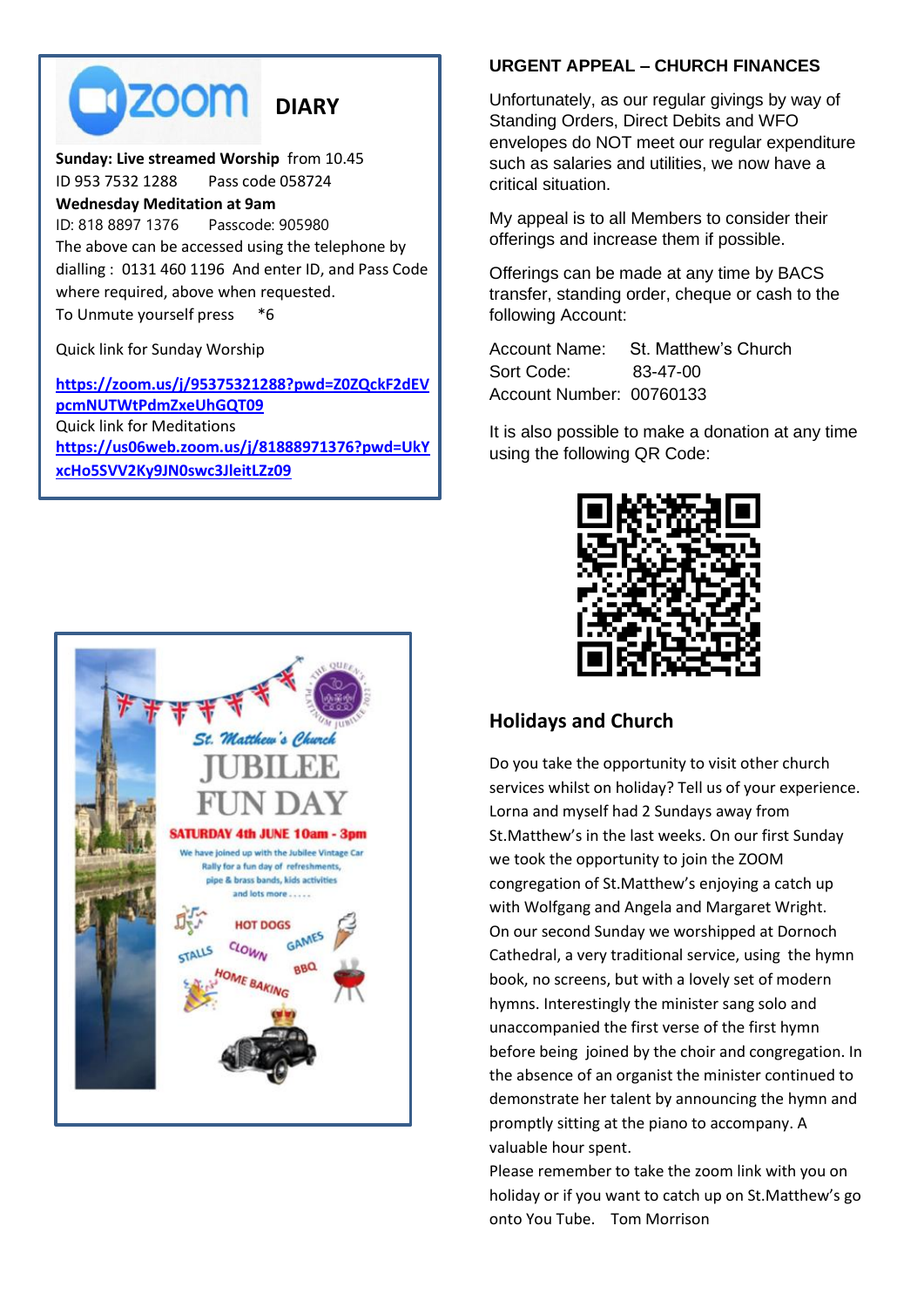## DIARY

**Sunday: Live streamed Worship** from 10.45
ID 953 7532 1288 Pass code 058724
**Wednesday Meditation at 9am**
ID: 818 8897 1376 Passcode: 905980
The above can be accessed using the telephone by dialling : 0131 460 1196 And enter ID, and Pass Code where required, above when requested.
To Unmute yourself press *6

Quick link for Sunday Worship

**https://zoom.us/j/95375321288?pwd=Z0ZQckF2dEVpcmNUTWtPdmZxeUhGQT09**
Quick link for Meditations
**https://us06web.zoom.us/j/81888971376?pwd=UkYxcHo5SVV2Ky9JN0swc3JleitLZz09**

St. Matthew's Church
JUBILEE FUN DAY
SATURDAY 4th JUNE 10am - 3pm
We have joined up with the Jubilee Vintage Car Rally for a fun day of refreshments, pipe & brass bands, kids activities and lots more . . . . .
HOT DOGS, STALLS, CLOWN, GAMES, HOME BAKING, BBQ

## URGENT APPEAL – CHURCH FINANCES

Unfortunately, as our regular givings by way of Standing Orders, Direct Debits and WFO envelopes do NOT meet our regular expenditure such as salaries and utilities, we now have a critical situation.

My appeal is to all Members to consider their offerings and increase them if possible.

Offerings can be made at any time by BACS transfer, standing order, cheque or cash to the following Account:

Account Name: St. Matthew's Church
Sort Code: 83-47-00
Account Number: 00760133

It is also possible to make a donation at any time using the following QR Code:

## Holidays and Church

Do you take the opportunity to visit other church services whilst on holiday? Tell us of your experience. Lorna and myself had 2 Sundays away from St.Matthew's in the last weeks. On our first Sunday we took the opportunity to join the ZOOM congregation of St.Matthew's enjoying a catch up with Wolfgang and Angela and Margaret Wright. On our second Sunday we worshipped at Dornoch Cathedral, a very traditional service, using the hymn book, no screens, but with a lovely set of modern hymns. Interestingly the minister sang solo and unaccompanied the first verse of the first hymn before being joined by the choir and congregation. In the absence of an organist the minister continued to demonstrate her talent by announcing the hymn and promptly sitting at the piano to accompany. A valuable hour spent.
Please remember to take the zoom link with you on holiday or if you want to catch up on St.Matthew's go onto You Tube. Tom Morrison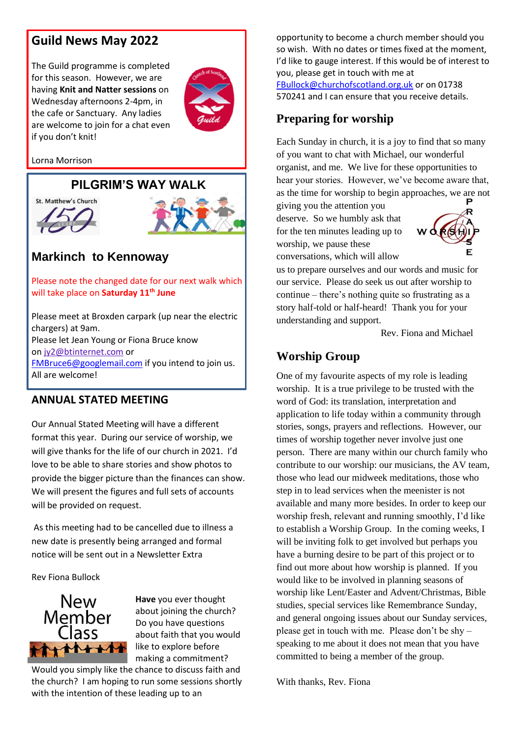## Guild News May 2022

The Guild programme is completed for this season. However, we are having **Knit and Natter sessions** on Wednesday afternoons 2-4pm, in the cafe or Sanctuary. Any ladies are welcome to join for a chat even if you don't knit!

Lorna Morrison

## PILGRIM'S WAY WALK

## Markinch to Kennoway

Please note the changed date for our next walk which will take place on **Saturday 11th June**

Please meet at Broxden carpark (up near the electric chargers) at 9am.
Please let Jean Young or Fiona Bruce know on jy2@btinternet.com or FMBruce6@googlemail.com if you intend to join us. All are welcome!

## ANNUAL STATED MEETING

Our Annual Stated Meeting will have a different format this year. During our service of worship, we will give thanks for the life of our church in 2021. I'd love to be able to share stories and show photos to provide the bigger picture than the finances can show. We will present the figures and full sets of accounts will be provided on request.

As this meeting had to be cancelled due to illness a new date is presently being arranged and formal notice will be sent out in a Newsletter Extra

Rev Fiona Bullock

## New Member Class

**Have** you ever thought about joining the church? Do you have questions about faith that you would like to explore before making a commitment? Would you simply like the chance to discuss faith and the church? I am hoping to run some sessions shortly with the intention of these leading up to an opportunity to become a church member should you so wish. With no dates or times fixed at the moment, I'd like to gauge interest. If this would be of interest to you, please get in touch with me at FBullock@churchofscotland.org.uk or on 01738 570241 and I can ensure that you receive details.

## Preparing for worship

Each Sunday in church, it is a joy to find that so many of you want to chat with Michael, our wonderful organist, and me. We live for these opportunities to hear your stories. However, we've become aware that, as the time for worship to begin approaches, we are not giving you the attention you deserve. So we humbly ask that for the ten minutes leading up to worship, we pause these conversations, which will allow us to prepare ourselves and our words and music for our service. Please do seek us out after worship to continue – there's nothing quite so frustrating as a story half-told or half-heard! Thank you for your understanding and support.

Rev. Fiona and Michael

## Worship Group

One of my favourite aspects of my role is leading worship. It is a true privilege to be trusted with the word of God: its translation, interpretation and application to life today within a community through stories, songs, prayers and reflections. However, our times of worship together never involve just one person. There are many within our church family who contribute to our worship: our musicians, the AV team, those who lead our midweek meditations, those who step in to lead services when the meenister is not available and many more besides. In order to keep our worship fresh, relevant and running smoothly, I'd like to establish a Worship Group. In the coming weeks, I will be inviting folk to get involved but perhaps you have a burning desire to be part of this project or to find out more about how worship is planned. If you would like to be involved in planning seasons of worship like Lent/Easter and Advent/Christmas, Bible studies, special services like Remembrance Sunday, and general ongoing issues about our Sunday services, please get in touch with me. Please don't be shy – speaking to me about it does not mean that you have committed to being a member of the group.

With thanks, Rev. Fiona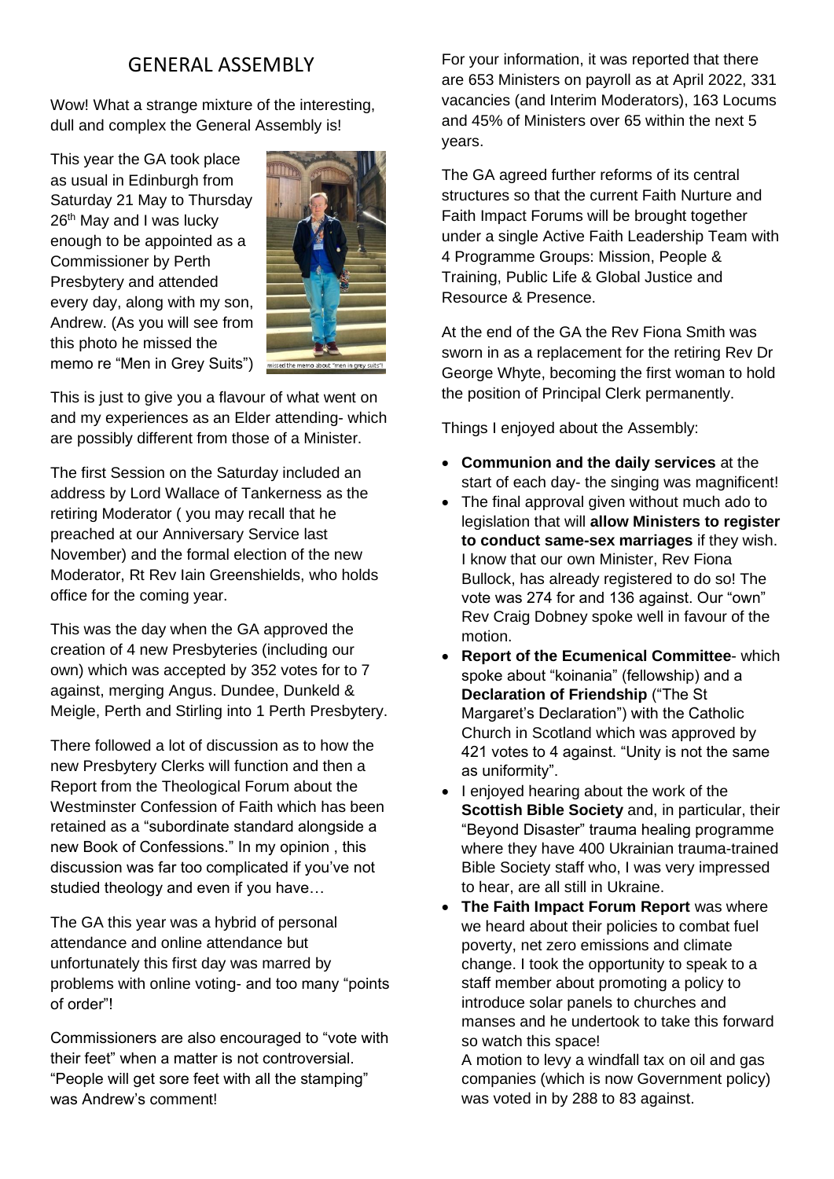## GENERAL ASSEMBLY

Wow! What a strange mixture of the interesting, dull and complex the General Assembly is!

This year the GA took place as usual in Edinburgh from Saturday 21 May to Thursday 26th May and I was lucky enough to be appointed as a Commissioner by Perth Presbytery and attended every day, along with my son, Andrew. (As you will see from this photo he missed the memo re "Men in Grey Suits")

missed the memo about "men in grey suits"!

This is just to give you a flavour of what went on and my experiences as an Elder attending- which are possibly different from those of a Minister.

The first Session on the Saturday included an address by Lord Wallace of Tankerness as the retiring Moderator ( you may recall that he preached at our Anniversary Service last November) and the formal election of the new Moderator, Rt Rev Iain Greenshields, who holds office for the coming year.

This was the day when the GA approved the creation of 4 new Presbyteries (including our own) which was accepted by 352 votes for to 7 against, merging Angus. Dundee, Dunkeld & Meigle, Perth and Stirling into 1 Perth Presbytery.

There followed a lot of discussion as to how the new Presbytery Clerks will function and then a Report from the Theological Forum about the Westminster Confession of Faith which has been retained as a "subordinate standard alongside a new Book of Confessions." In my opinion , this discussion was far too complicated if you've not studied theology and even if you have…

The GA this year was a hybrid of personal attendance and online attendance but unfortunately this first day was marred by problems with online voting- and too many "points of order"!

Commissioners are also encouraged to "vote with their feet" when a matter is not controversial. "People will get sore feet with all the stamping" was Andrew's comment!

For your information, it was reported that there are 653 Ministers on payroll as at April 2022, 331 vacancies (and Interim Moderators), 163 Locums and 45% of Ministers over 65 within the next 5 years.

The GA agreed further reforms of its central structures so that the current Faith Nurture and Faith Impact Forums will be brought together under a single Active Faith Leadership Team with 4 Programme Groups: Mission, People & Training, Public Life & Global Justice and Resource & Presence.

At the end of the GA the Rev Fiona Smith was sworn in as a replacement for the retiring Rev Dr George Whyte, becoming the first woman to hold the position of Principal Clerk permanently.

Things I enjoyed about the Assembly:

- **Communion and the daily services** at the start of each day- the singing was magnificent!
- The final approval given without much ado to legislation that will **allow Ministers to register to conduct same-sex marriages** if they wish. I know that our own Minister, Rev Fiona Bullock, has already registered to do so! The vote was 274 for and 136 against. Our "own" Rev Craig Dobney spoke well in favour of the motion.
- **Report of the Ecumenical Committee**- which spoke about "koinania" (fellowship) and a **Declaration of Friendship** ("The St Margaret's Declaration") with the Catholic Church in Scotland which was approved by 421 votes to 4 against. "Unity is not the same as uniformity".
- I enjoyed hearing about the work of the **Scottish Bible Society** and, in particular, their "Beyond Disaster" trauma healing programme where they have 400 Ukrainian trauma-trained Bible Society staff who, I was very impressed to hear, are all still in Ukraine.
- **The Faith Impact Forum Report** was where we heard about their policies to combat fuel poverty, net zero emissions and climate change. I took the opportunity to speak to a staff member about promoting a policy to introduce solar panels to churches and manses and he undertook to take this forward so watch this space!
  A motion to levy a windfall tax on oil and gas companies (which is now Government policy) was voted in by 288 to 83 against.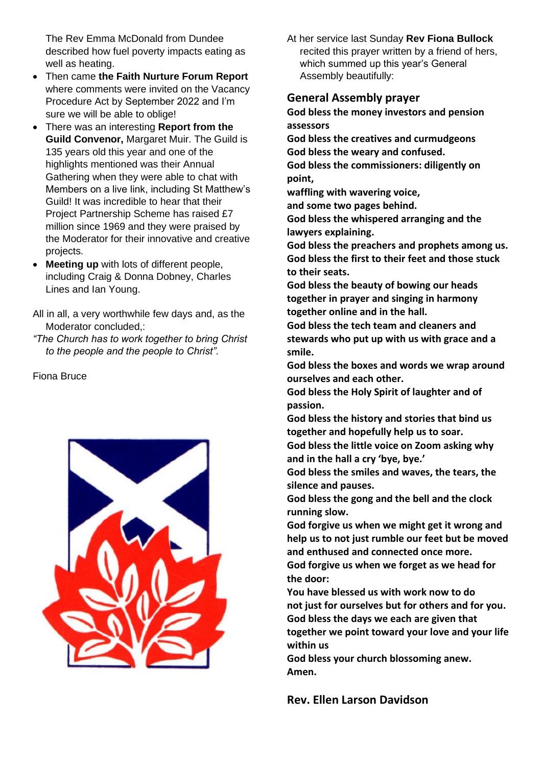The Rev Emma McDonald from Dundee described how fuel poverty impacts eating as well as heating.

- Then came **the Faith Nurture Forum Report** where comments were invited on the Vacancy Procedure Act by September 2022 and I'm sure we will be able to oblige!
- There was an interesting **Report from the Guild Convenor,** Margaret Muir. The Guild is 135 years old this year and one of the highlights mentioned was their Annual Gathering when they were able to chat with Members on a live link, including St Matthew's Guild! It was incredible to hear that their Project Partnership Scheme has raised £7 million since 1969 and they were praised by the Moderator for their innovative and creative projects.
- **Meeting up** with lots of different people, including Craig & Donna Dobney, Charles Lines and Ian Young.

All in all, a very worthwhile few days and, as the Moderator concluded,:

*"The Church has to work together to bring Christ to the people and the people to Christ".*

Fiona Bruce

At her service last Sunday **Rev Fiona Bullock** recited this prayer written by a friend of hers, which summed up this year's General Assembly beautifully:

## General Assembly prayer

**God bless the money investors and pension assessors**
**God bless the creatives and curmudgeons**
**God bless the weary and confused.**
**God bless the commissioners: diligently on point,**
**waffling with wavering voice,**
**and some two pages behind.**
**God bless the whispered arranging and the lawyers explaining.**
**God bless the preachers and prophets among us.**
**God bless the first to their feet and those stuck to their seats.**
**God bless the beauty of bowing our heads together in prayer and singing in harmony together online and in the hall.**
**God bless the tech team and cleaners and stewards who put up with us with grace and a smile.**
**God bless the boxes and words we wrap around ourselves and each other.**
**God bless the Holy Spirit of laughter and of passion.**
**God bless the history and stories that bind us together and hopefully help us to soar.**
**God bless the little voice on Zoom asking why and in the hall a cry 'bye, bye.'**
**God bless the smiles and waves, the tears, the silence and pauses.**
**God bless the gong and the bell and the clock running slow.**
**God forgive us when we might get it wrong and help us to not just rumble our feet but be moved and enthused and connected once more.**
**God forgive us when we forget as we head for the door:**
**You have blessed us with work now to do**
**not just for ourselves but for others and for you.**
**God bless the days we each are given that together we point toward your love and your life within us**
**God bless your church blossoming anew.**
**Amen.**

**Rev. Ellen Larson Davidson**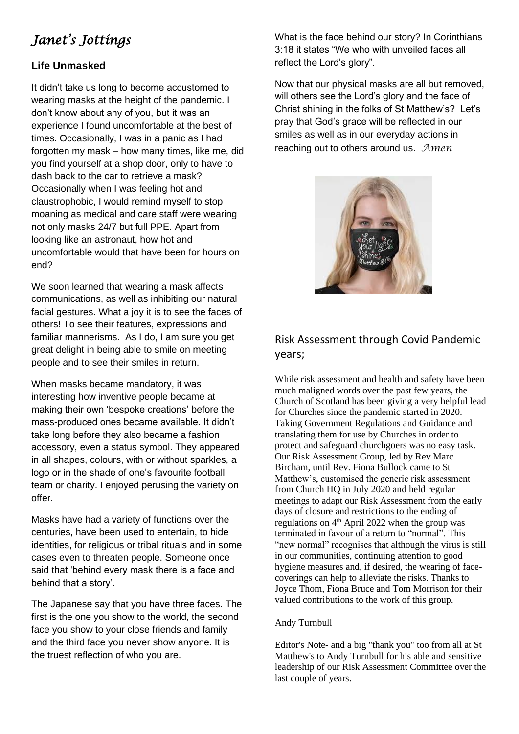# *Janet's Jottings*

### Life Unmasked

It didn't take us long to become accustomed to wearing masks at the height of the pandemic. I don't know about any of you, but it was an experience I found uncomfortable at the best of times. Occasionally, I was in a panic as I had forgotten my mask – how many times, like me, did you find yourself at a shop door, only to have to dash back to the car to retrieve a mask? Occasionally when I was feeling hot and claustrophobic, I would remind myself to stop moaning as medical and care staff were wearing not only masks 24/7 but full PPE. Apart from looking like an astronaut, how hot and uncomfortable would that have been for hours on end?

We soon learned that wearing a mask affects communications, as well as inhibiting our natural facial gestures. What a joy it is to see the faces of others! To see their features, expressions and familiar mannerisms. As I do, I am sure you get great delight in being able to smile on meeting people and to see their smiles in return.

When masks became mandatory, it was interesting how inventive people became at making their own 'bespoke creations' before the mass-produced ones became available. It didn't take long before they also became a fashion accessory, even a status symbol. They appeared in all shapes, colours, with or without sparkles, a logo or in the shade of one's favourite football team or charity. I enjoyed perusing the variety on offer.

Masks have had a variety of functions over the centuries, have been used to entertain, to hide identities, for religious or tribal rituals and in some cases even to threaten people. Someone once said that 'behind every mask there is a face and behind that a story'.

The Japanese say that you have three faces. The first is the one you show to the world, the second face you show to your close friends and family and the third face you never show anyone. It is the truest reflection of who you are.

What is the face behind our story? In Corinthians 3:18 it states "We who with unveiled faces all reflect the Lord's glory".

Now that our physical masks are all but removed, will others see the Lord's glory and the face of Christ shining in the folks of St Matthew's? Let's pray that God's grace will be reflected in our smiles as well as in our everyday actions in reaching out to others around us. *Amen*

## Risk Assessment through Covid Pandemic years;

While risk assessment and health and safety have been much maligned words over the past few years, the Church of Scotland has been giving a very helpful lead for Churches since the pandemic started in 2020. Taking Government Regulations and Guidance and translating them for use by Churches in order to protect and safeguard churchgoers was no easy task. Our Risk Assessment Group, led by Rev Marc Bircham, until Rev. Fiona Bullock came to St Matthew's, customised the generic risk assessment from Church HQ in July 2020 and held regular meetings to adapt our Risk Assessment from the early days of closure and restrictions to the ending of regulations on 4th April 2022 when the group was terminated in favour of a return to "normal". This "new normal" recognises that although the virus is still in our communities, continuing attention to good hygiene measures and, if desired, the wearing of face-coverings can help to alleviate the risks. Thanks to Joyce Thom, Fiona Bruce and Tom Morrison for their valued contributions to the work of this group.

Andy Turnbull

Editor's Note- and a big "thank you" too from all at St Matthew's to Andy Turnbull for his able and sensitive leadership of our Risk Assessment Committee over the last couple of years.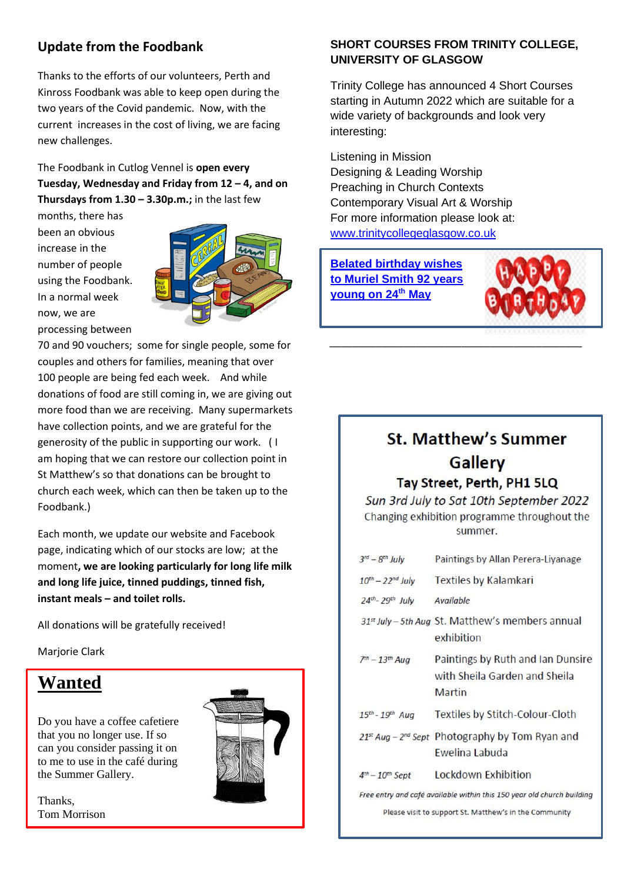## Update from the Foodbank

Thanks to the efforts of our volunteers, Perth and Kinross Foodbank was able to keep open during the two years of the Covid pandemic. Now, with the current increases in the cost of living, we are facing new challenges.

The Foodbank in Cutlog Vennel is **open every Tuesday, Wednesday and Friday from 12 – 4, and on Thursdays from 1.30 – 3.30p.m.;** in the last few months, there has been an obvious increase in the number of people using the Foodbank. In a normal week now, we are processing between 70 and 90 vouchers; some for single people, some for couples and others for families, meaning that over 100 people are being fed each week. And while donations of food are still coming in, we are giving out more food than we are receiving. Many supermarkets have collection points, and we are grateful for the generosity of the public in supporting our work. (I am hoping that we can restore our collection point in St Matthew's so that donations can be brought to church each week, which can then be taken up to the Foodbank.)

Each month, we update our website and Facebook page, indicating which of our stocks are low; at the moment**, we are looking particularly for long life milk and long life juice, tinned puddings, tinned fish, instant meals – and toilet rolls.**

All donations will be gratefully received!

Marjorie Clark

## Wanted

Do you have a coffee cafetiere that you no longer use. If so can you consider passing it on to me to use in the café during the Summer Gallery.

Thanks,
Tom Morrison

## SHORT COURSES FROM TRINITY COLLEGE, UNIVERSITY OF GLASGOW

Trinity College has announced 4 Short Courses starting in Autumn 2022 which are suitable for a wide variety of backgrounds and look very interesting:

Listening in Mission
Designing & Leading Worship
Preaching in Church Contexts
Contemporary Visual Art & Worship
For more information please look at:
www.trinitycollegeglasgow.co.uk

**Belated birthday wishes to Muriel Smith 92 years young on 24th May**

## St. Matthew's Summer Gallery

### Tay Street, Perth, PH1 5LQ

*Sun 3rd July to Sat 10th September 2022*

Changing exhibition programme throughout the summer.

| | |
|---|---|
| *3rd – 8th July* | Paintings by Allan Perera-Liyanage |
| *10th – 22nd July* | Textiles by Kalamkari |
| *24th - 29th July* | *Available* |
| *31st July – 5th Aug* | St. Matthew's members annual exhibition |
| *7th – 13th Aug* | Paintings by Ruth and Ian Dunsire with Sheila Garden and Sheila Martin |
| *15th - 19th Aug* | Textiles by Stitch-Colour-Cloth |
| *21st Aug – 2nd Sept* | Photography by Tom Ryan and Ewelina Labuda |
| *4th – 10th Sept* | Lockdown Exhibition |

*Free entry and café available within this 150 year old church building*

Please visit to support St. Matthew's in the Community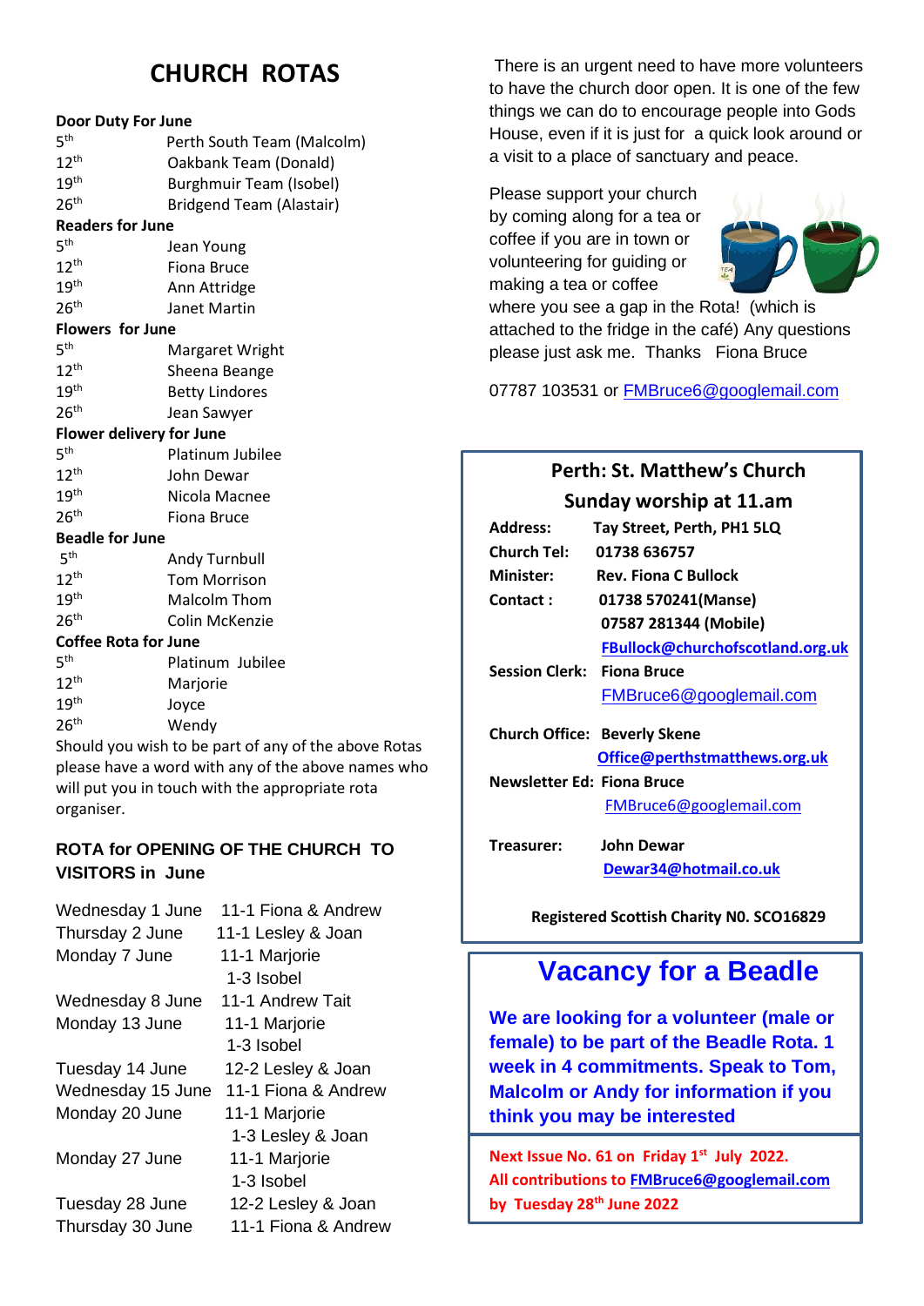# CHURCH ROTAS

**Door Duty For June**

| | |
|---|---|
| 5th | Perth South Team (Malcolm) |
| 12th | Oakbank Team (Donald) |
| 19th | Burghmuir Team (Isobel) |
| 26th | Bridgend Team (Alastair) |

**Readers for June**

| | |
|---|---|
| 5th | Jean Young |
| 12th | Fiona Bruce |
| 19th | Ann Attridge |
| 26th | Janet Martin |

**Flowers for June**

| | |
|---|---|
| 5th | Margaret Wright |
| 12th | Sheena Beange |
| 19th | Betty Lindores |
| 26th | Jean Sawyer |

**Flower delivery for June**

| | |
|---|---|
| 5th | Platinum Jubilee |
| 12th | John Dewar |
| 19th | Nicola Macnee |
| 26th | Fiona Bruce |

**Beadle for June**

| | |
|---|---|
| 5th | Andy Turnbull |
| 12th | Tom Morrison |
| 19th | Malcolm Thom |
| 26th | Colin McKenzie |

**Coffee Rota for June**

| | |
|---|---|
| 5th | Platinum Jubilee |
| 12th | Marjorie |
| 19th | Joyce |
| 26th | Wendy |

Should you wish to be part of any of the above Rotas please have a word with any of the above names who will put you in touch with the appropriate rota organiser.

### ROTA for OPENING OF THE CHURCH TO VISITORS in June

| | |
|---|---|
| Wednesday 1 June | 11-1 Fiona & Andrew |
| Thursday 2 June | 11-1 Lesley & Joan |
| Monday 7 June | 11-1 Marjorie<br>1-3 Isobel |
| Wednesday 8 June | 11-1 Andrew Tait |
| Monday 13 June | 11-1 Marjorie<br>1-3 Isobel |
| Tuesday 14 June | 12-2 Lesley & Joan |
| Wednesday 15 June | 11-1 Fiona & Andrew |
| Monday 20 June | 11-1 Marjorie<br>1-3 Lesley & Joan |
| Monday 27 June | 11-1 Marjorie<br>1-3 Isobel |
| Tuesday 28 June | 12-2 Lesley & Joan |
| Thursday 30 June | 11-1 Fiona & Andrew |

There is an urgent need to have more volunteers to have the church door open. It is one of the few things we can do to encourage people into Gods House, even if it is just for a quick look around or a visit to a place of sanctuary and peace.

Please support your church by coming along for a tea or coffee if you are in town or volunteering for guiding or making a tea or coffee where you see a gap in the Rota! (which is attached to the fridge in the café) Any questions please just ask me. Thanks Fiona Bruce

07787 103531 or FMBruce6@googlemail.com

## Perth: St. Matthew's Church

### Sunday worship at 11.am

**Address:** Tay Street, Perth, PH1 5LQ
**Church Tel:** 01738 636757
**Minister:** Rev. Fiona C Bullock
**Contact :** 01738 570241(Manse)
07587 281344 (Mobile)
**FBullock@churchofscotland.org.uk**
**Session Clerk:** Fiona Bruce
FMBruce6@googlemail.com

**Church Office:** Beverly Skene
**Office@perthstmatthews.org.uk**
**Newsletter Ed:** Fiona Bruce
FMBruce6@googlemail.com

**Treasurer:** John Dewar
**Dewar34@hotmail.co.uk**

**Registered Scottish Charity N0. SCO16829**

## Vacancy for a Beadle

**We are looking for a volunteer (male or female) to be part of the Beadle Rota. 1 week in 4 commitments. Speak to Tom, Malcolm or Andy for information if you think you may be interested**

**Next Issue No. 61 on Friday 1st July 2022.**
**All contributions to FMBruce6@googlemail.com**
**by Tuesday 28th June 2022**